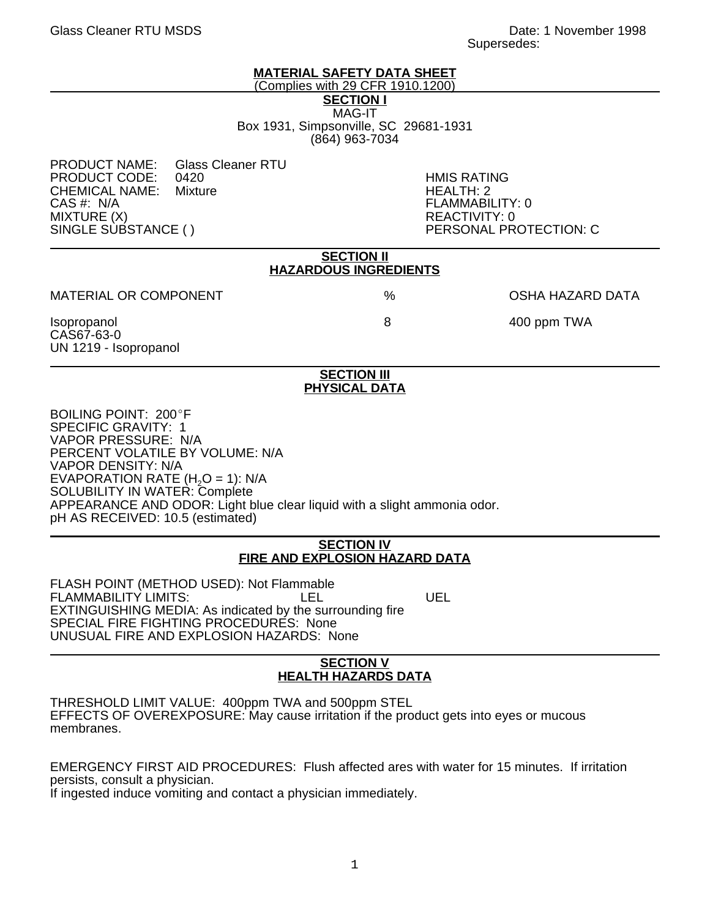Glass Cleaner RTU MSDS

Date: 1 November 1998
Supersedes:

# MATERIAL SAFETY DATA SHEET

(Complies with 29 CFR 1910.1200)

## SECTION I

MAG-IT
Box 1931, Simpsonville, SC 29681-1931
(864) 963-7034

PRODUCT NAME: Glass Cleaner RTU
PRODUCT CODE: 0420
CHEMICAL NAME: Mixture
CAS #: N/A
MIXTURE (X)
SINGLE SUBSTANCE ( )

HMIS RATING
HEALTH: 2
FLAMMABILITY: 0
REACTIVITY: 0
PERSONAL PROTECTION: C

## SECTION II
## HAZARDOUS INGREDIENTS

| MATERIAL OR COMPONENT | % | OSHA HAZARD DATA |
|---|---|---|
| Isopropanol<br>CAS67-63-0<br>UN 1219 - Isopropanol | 8 | 400 ppm TWA |

## SECTION III
## PHYSICAL DATA

BOILING POINT: 200°F
SPECIFIC GRAVITY: 1
VAPOR PRESSURE: N/A
PERCENT VOLATILE BY VOLUME: N/A
VAPOR DENSITY: N/A
EVAPORATION RATE ($H_2O$ = 1): N/A
SOLUBILITY IN WATER: Complete
APPEARANCE AND ODOR: Light blue clear liquid with a slight ammonia odor.
pH AS RECEIVED: 10.5 (estimated)

## SECTION IV
## FIRE AND EXPLOSION HAZARD DATA

FLASH POINT (METHOD USED): Not Flammable
FLAMMABILITY LIMITS: LEL UEL
EXTINGUISHING MEDIA: As indicated by the surrounding fire
SPECIAL FIRE FIGHTING PROCEDURES: None
UNUSUAL FIRE AND EXPLOSION HAZARDS: None

## SECTION V
## HEALTH HAZARDS DATA

THRESHOLD LIMIT VALUE: 400ppm TWA and 500ppm STEL
EFFECTS OF OVEREXPOSURE: May cause irritation if the product gets into eyes or mucous membranes.

EMERGENCY FIRST AID PROCEDURES: Flush affected ares with water for 15 minutes. If irritation persists, consult a physician.
If ingested induce vomiting and contact a physician immediately.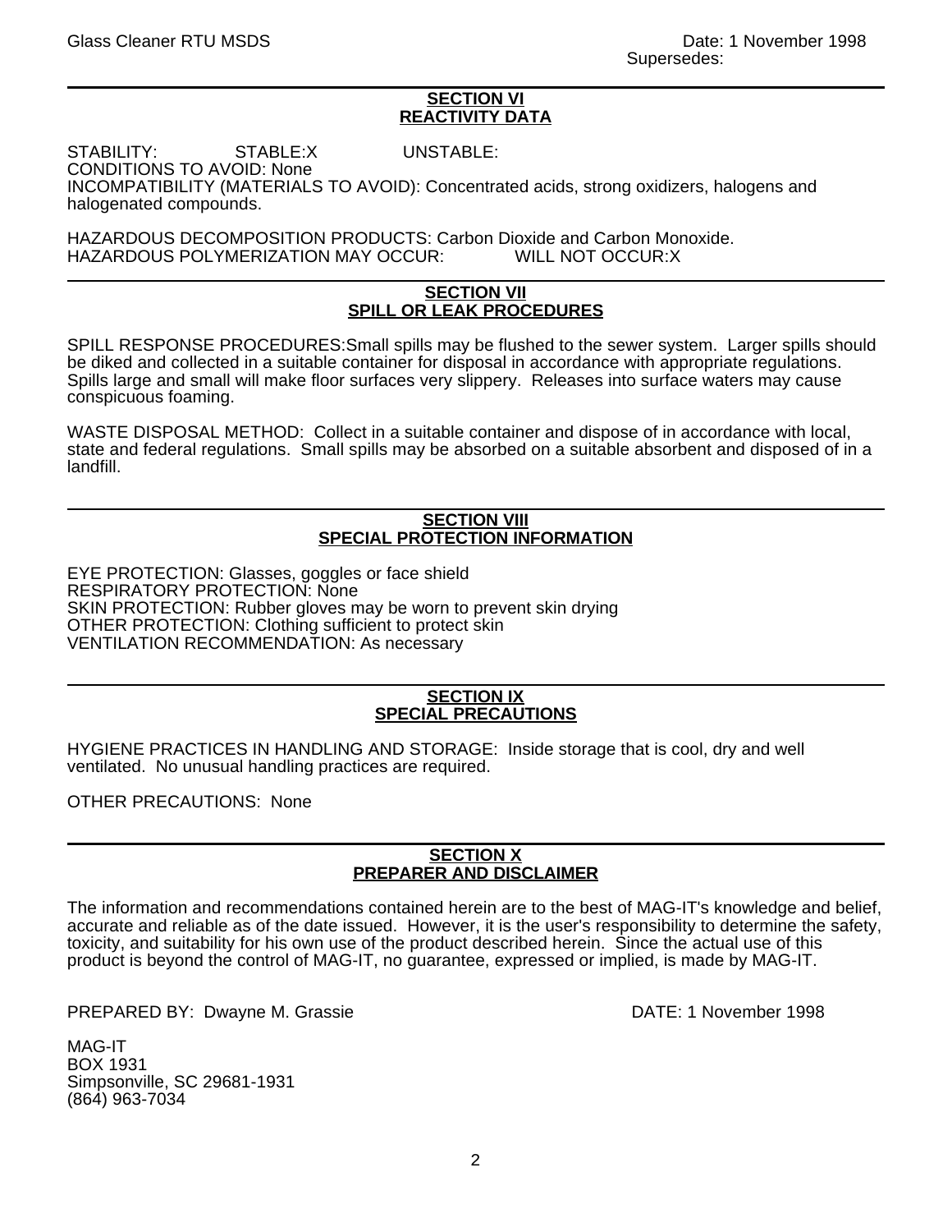## SECTION VI
## REACTIVITY DATA

STABILITY: STABLE:X UNSTABLE:
CONDITIONS TO AVOID: None
INCOMPATIBILITY (MATERIALS TO AVOID): Concentrated acids, strong oxidizers, halogens and halogenated compounds.

HAZARDOUS DECOMPOSITION PRODUCTS: Carbon Dioxide and Carbon Monoxide.
HAZARDOUS POLYMERIZATION MAY OCCUR: WILL NOT OCCUR:X

## SECTION VII
## SPILL OR LEAK PROCEDURES

SPILL RESPONSE PROCEDURES:Small spills may be flushed to the sewer system. Larger spills should be diked and collected in a suitable container for disposal in accordance with appropriate regulations. Spills large and small will make floor surfaces very slippery. Releases into surface waters may cause conspicuous foaming.

WASTE DISPOSAL METHOD: Collect in a suitable container and dispose of in accordance with local, state and federal regulations. Small spills may be absorbed on a suitable absorbent and disposed of in a landfill.

## SECTION VIII
## SPECIAL PROTECTION INFORMATION

EYE PROTECTION: Glasses, goggles or face shield
RESPIRATORY PROTECTION: None
SKIN PROTECTION: Rubber gloves may be worn to prevent skin drying
OTHER PROTECTION: Clothing sufficient to protect skin
VENTILATION RECOMMENDATION: As necessary

## SECTION IX
## SPECIAL PRECAUTIONS

HYGIENE PRACTICES IN HANDLING AND STORAGE: Inside storage that is cool, dry and well ventilated. No unusual handling practices are required.

OTHER PRECAUTIONS: None

## SECTION X
## PREPARER AND DISCLAIMER

The information and recommendations contained herein are to the best of MAG-IT's knowledge and belief, accurate and reliable as of the date issued. However, it is the user's responsibility to determine the safety, toxicity, and suitability for his own use of the product described herein. Since the actual use of this product is beyond the control of MAG-IT, no guarantee, expressed or implied, is made by MAG-IT.

PREPARED BY: Dwayne M. Grassie DATE: 1 November 1998

MAG-IT
BOX 1931
Simpsonville, SC 29681-1931
(864) 963-7034